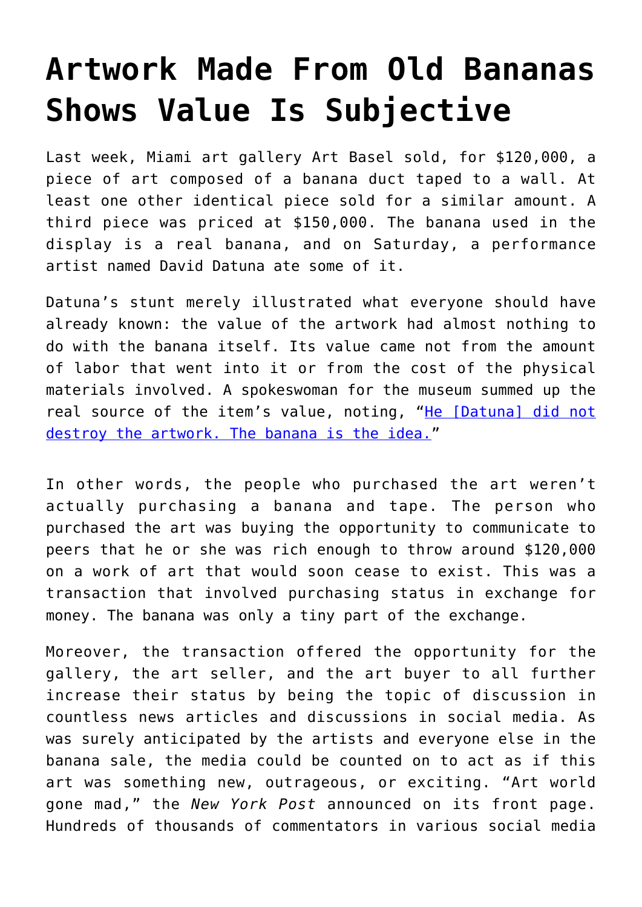# Artwork Made From Old Bananas Shows Value Is Subjective

Last week, Miami art gallery Art Basel sold, for $120,000, a piece of art composed of a banana duct taped to a wall. At least one other identical piece sold for a similar amount. A third piece was priced at $150,000. The banana used in the display is a real banana, and on Saturday, a performance artist named David Datuna ate some of it.

Datuna's stunt merely illustrated what everyone should have already known: the value of the artwork had almost nothing to do with the banana itself. Its value came not from the amount of labor that went into it or from the cost of the physical materials involved. A spokeswoman for the museum summed up the real source of the item's value, noting, "He [Datuna] did not destroy the artwork. The banana is the idea."

In other words, the people who purchased the art weren't actually purchasing a banana and tape. The person who purchased the art was buying the opportunity to communicate to peers that he or she was rich enough to throw around $120,000 on a work of art that would soon cease to exist. This was a transaction that involved purchasing status in exchange for money. The banana was only a tiny part of the exchange.

Moreover, the transaction offered the opportunity for the gallery, the art seller, and the art buyer to all further increase their status by being the topic of discussion in countless news articles and discussions in social media. As was surely anticipated by the artists and everyone else in the banana sale, the media could be counted on to act as if this art was something new, outrageous, or exciting. "Art world gone mad," the *New York Post* announced on its front page. Hundreds of thousands of commentators in various social media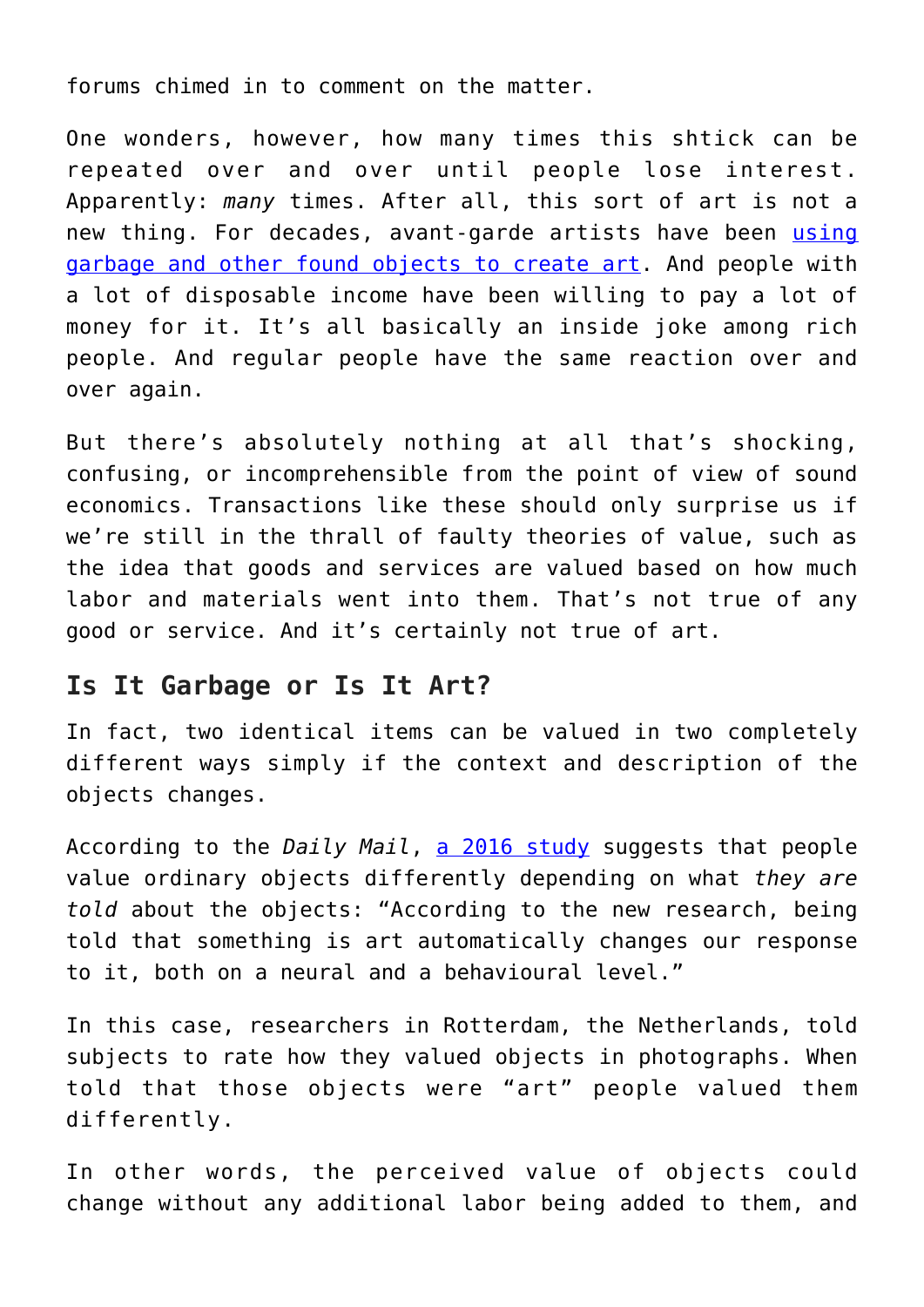forums chimed in to comment on the matter.

One wonders, however, how many times this shtick can be repeated over and over until people lose interest. Apparently: *many* times. After all, this sort of art is not a new thing. For decades, avant-garde artists have been using garbage and other found objects to create art. And people with a lot of disposable income have been willing to pay a lot of money for it. It's all basically an inside joke among rich people. And regular people have the same reaction over and over again.

But there's absolutely nothing at all that's shocking, confusing, or incomprehensible from the point of view of sound economics. Transactions like these should only surprise us if we're still in the thrall of faulty theories of value, such as the idea that goods and services are valued based on how much labor and materials went into them. That's not true of any good or service. And it's certainly not true of art.

## Is It Garbage or Is It Art?

In fact, two identical items can be valued in two completely different ways simply if the context and description of the objects changes.

According to the *Daily Mail*, a 2016 study suggests that people value ordinary objects differently depending on what *they are told* about the objects: "According to the new research, being told that something is art automatically changes our response to it, both on a neural and a behavioural level."

In this case, researchers in Rotterdam, the Netherlands, told subjects to rate how they valued objects in photographs. When told that those objects were "art" people valued them differently.

In other words, the perceived value of objects could change without any additional labor being added to them, and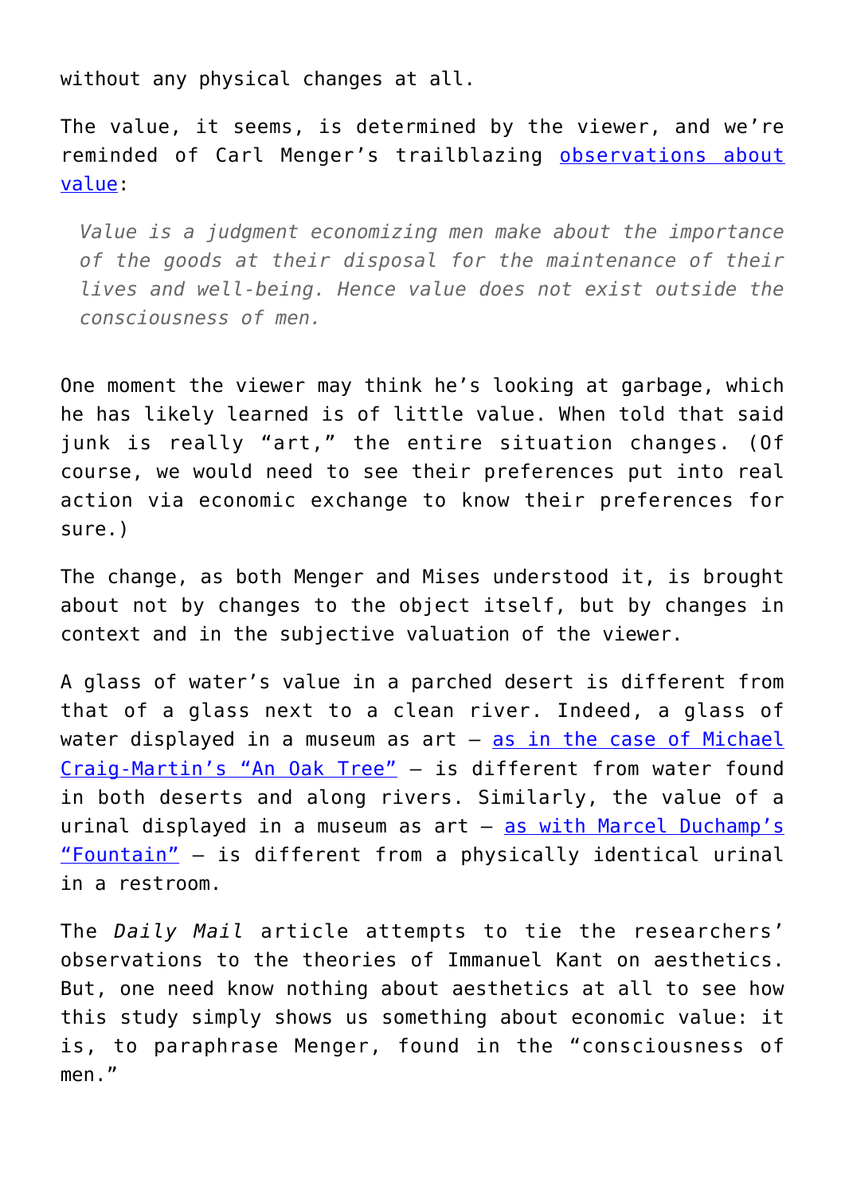without any physical changes at all.

The value, it seems, is determined by the viewer, and we're reminded of Carl Menger's trailblazing observations about value:

> *Value is a judgment economizing men make about the importance of the goods at their disposal for the maintenance of their lives and well-being. Hence value does not exist outside the consciousness of men.*

One moment the viewer may think he's looking at garbage, which he has likely learned is of little value. When told that said junk is really "art," the entire situation changes. (Of course, we would need to see their preferences put into real action via economic exchange to know their preferences for sure.)

The change, as both Menger and Mises understood it, is brought about not by changes to the object itself, but by changes in context and in the subjective valuation of the viewer.

A glass of water's value in a parched desert is different from that of a glass next to a clean river. Indeed, a glass of water displayed in a museum as art – as in the case of Michael Craig-Martin's "An Oak Tree" – is different from water found in both deserts and along rivers. Similarly, the value of a urinal displayed in a museum as art – as with Marcel Duchamp's "Fountain" – is different from a physically identical urinal in a restroom.

The *Daily Mail* article attempts to tie the researchers' observations to the theories of Immanuel Kant on aesthetics. But, one need know nothing about aesthetics at all to see how this study simply shows us something about economic value: it is, to paraphrase Menger, found in the "consciousness of men."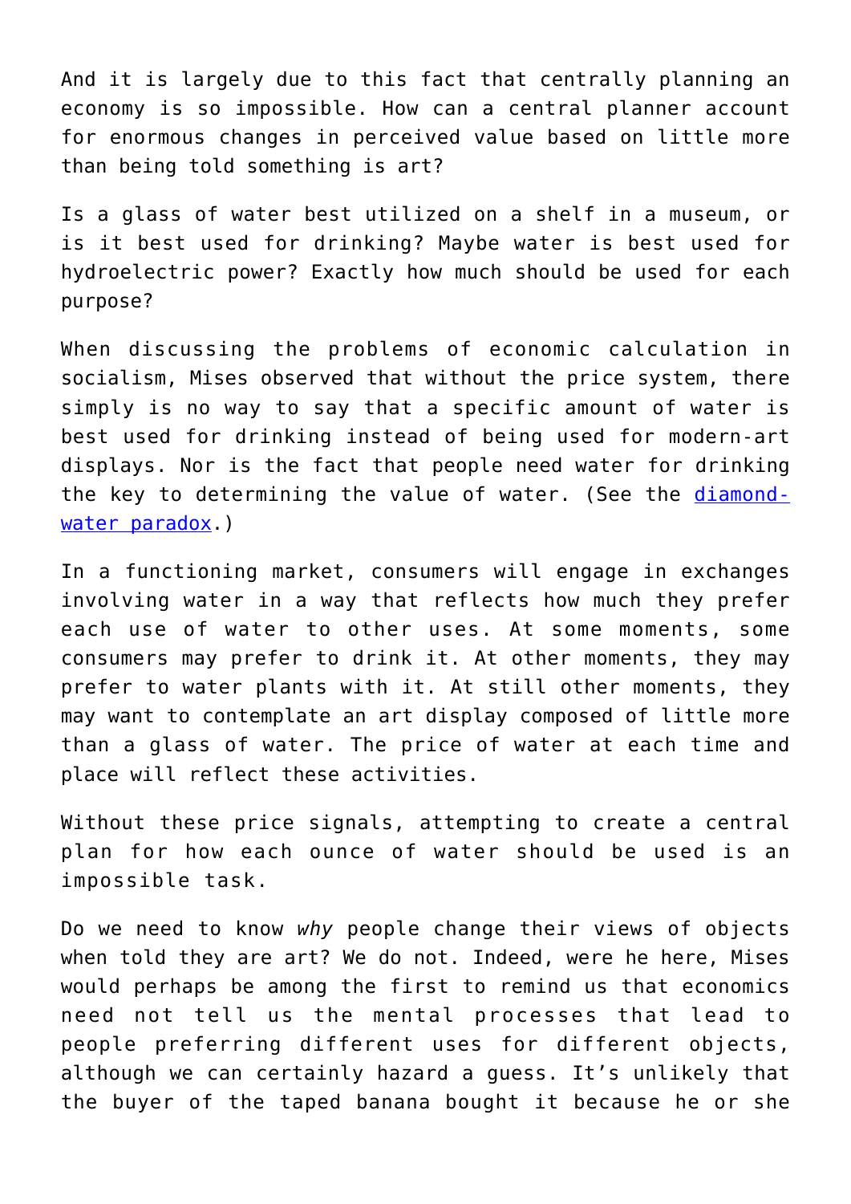And it is largely due to this fact that centrally planning an economy is so impossible. How can a central planner account for enormous changes in perceived value based on little more than being told something is art?

Is a glass of water best utilized on a shelf in a museum, or is it best used for drinking? Maybe water is best used for hydroelectric power? Exactly how much should be used for each purpose?

When discussing the problems of economic calculation in socialism, Mises observed that without the price system, there simply is no way to say that a specific amount of water is best used for drinking instead of being used for modern-art displays. Nor is the fact that people need water for drinking the key to determining the value of water. (See the diamond-water paradox.)

In a functioning market, consumers will engage in exchanges involving water in a way that reflects how much they prefer each use of water to other uses. At some moments, some consumers may prefer to drink it. At other moments, they may prefer to water plants with it. At still other moments, they may want to contemplate an art display composed of little more than a glass of water. The price of water at each time and place will reflect these activities.

Without these price signals, attempting to create a central plan for how each ounce of water should be used is an impossible task.

Do we need to know *why* people change their views of objects when told they are art? We do not. Indeed, were he here, Mises would perhaps be among the first to remind us that economics need not tell us the mental processes that lead to people preferring different uses for different objects, although we can certainly hazard a guess. It's unlikely that the buyer of the taped banana bought it because he or she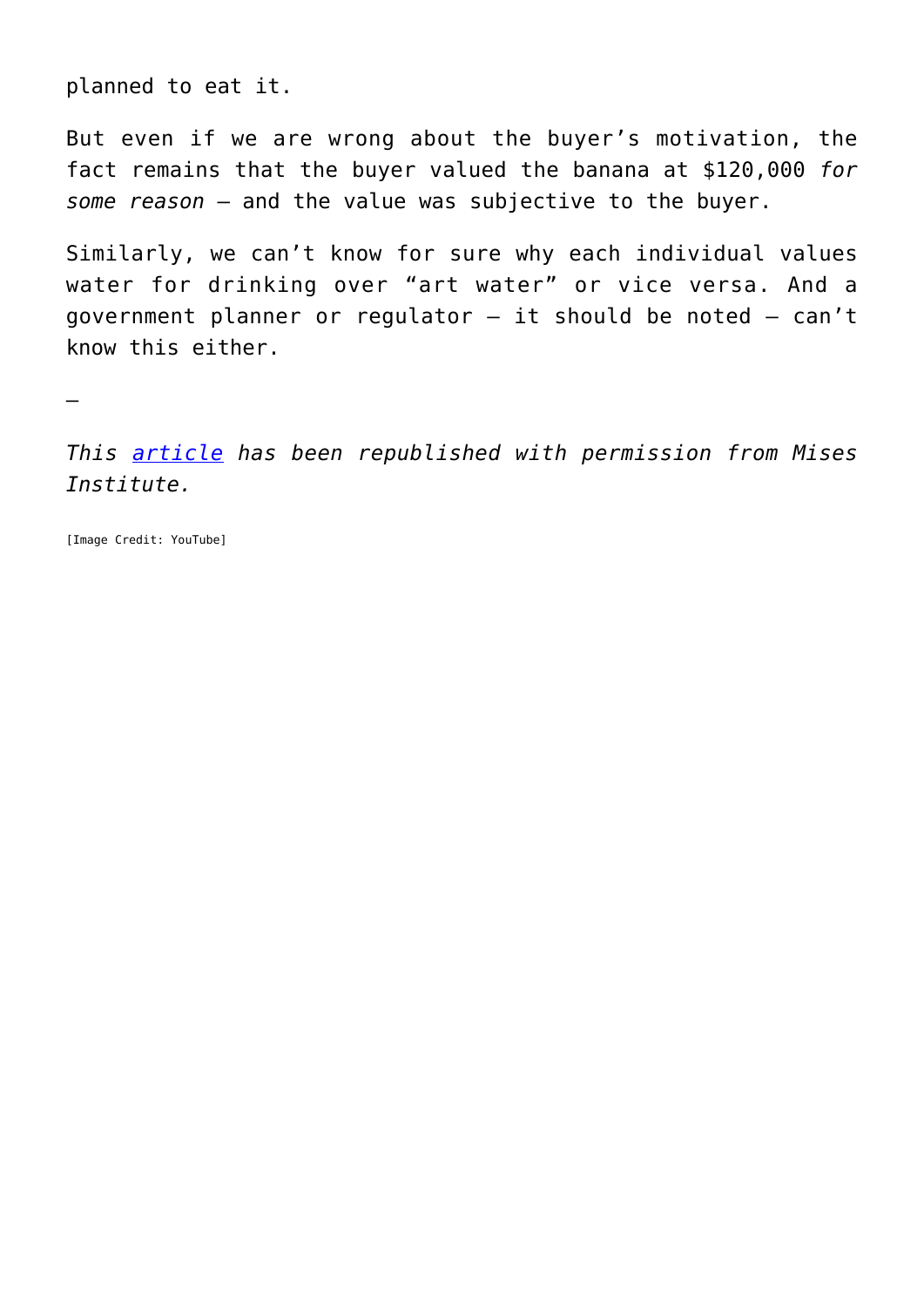planned to eat it.

But even if we are wrong about the buyer's motivation, the fact remains that the buyer valued the banana at $120,000 *for some reason* – and the value was subjective to the buyer.

Similarly, we can't know for sure why each individual values water for drinking over "art water" or vice versa. And a government planner or regulator – it should be noted – can't know this either.

—

*This article has been republished with permission from Mises Institute.*

[Image Credit: YouTube]